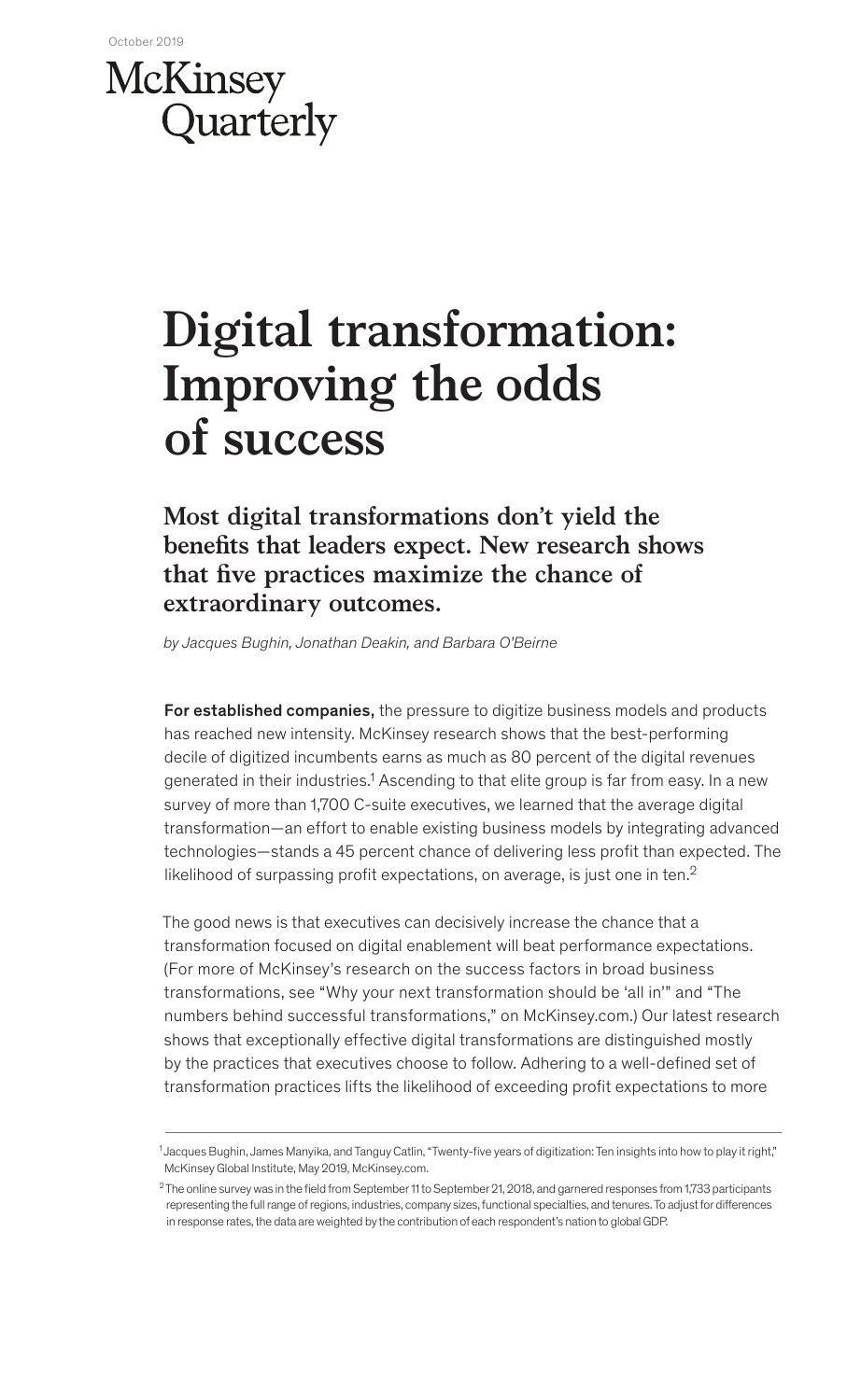October 2019

McKinsey Quarterly

# Digital transformation: Improving the odds of success

## Most digital transformations don't yield the benefits that leaders expect. New research shows that five practices maximize the chance of extraordinary outcomes.

*by Jacques Bughin, Jonathan Deakin, and Barbara O'Beirne*

**For established companies,** the pressure to digitize business models and products has reached new intensity. McKinsey research shows that the best-performing decile of digitized incumbents earns as much as 80 percent of the digital revenues generated in their industries.[1] Ascending to that elite group is far from easy. In a new survey of more than 1,700 C-suite executives, we learned that the average digital transformation—an effort to enable existing business models by integrating advanced technologies—stands a 45 percent chance of delivering less profit than expected. The likelihood of surpassing profit expectations, on average, is just one in ten.[2]

The good news is that executives can decisively increase the chance that a transformation focused on digital enablement will beat performance expectations. (For more of McKinsey's research on the success factors in broad business transformations, see "Why your next transformation should be 'all in'" and "The numbers behind successful transformations," on McKinsey.com.) Our latest research shows that exceptionally effective digital transformations are distinguished mostly by the practices that executives choose to follow. Adhering to a well-defined set of transformation practices lifts the likelihood of exceeding profit expectations to more

---

[1] Jacques Bughin, James Manyika, and Tanguy Catlin, "Twenty-five years of digitization: Ten insights into how to play it right," McKinsey Global Institute, May 2019, McKinsey.com.

[2] The online survey was in the field from September 11 to September 21, 2018, and garnered responses from 1,733 participants representing the full range of regions, industries, company sizes, functional specialties, and tenures. To adjust for differences in response rates, the data are weighted by the contribution of each respondent's nation to global GDP.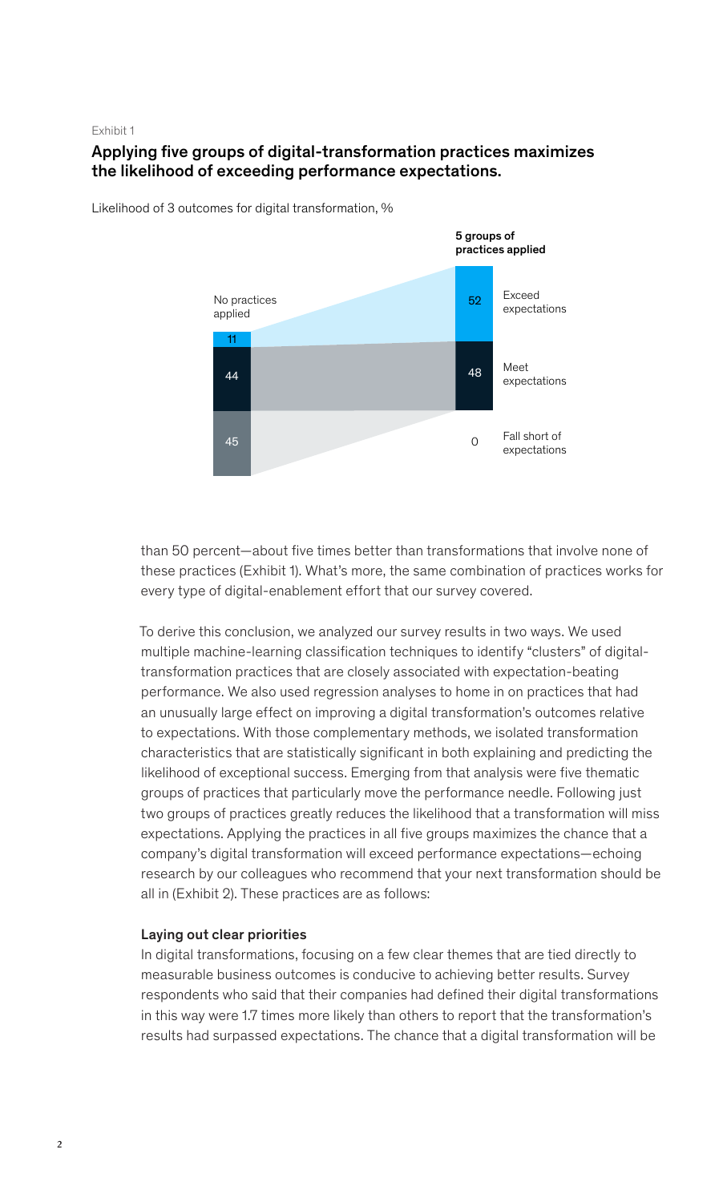Exhibit 1

### Applying five groups of digital-transformation practices maximizes the likelihood of exceeding performance expectations.

Likelihood of 3 outcomes for digital transformation, %

| Outcome | No practices applied | 5 groups of practices applied |
| --- | --- | --- |
| Exceed expectations | 11 | 52 |
| Meet expectations | 44 | 48 |
| Fall short of expectations | 45 | 0 |

than 50 percent—about five times better than transformations that involve none of these practices (Exhibit 1). What's more, the same combination of practices works for every type of digital-enablement effort that our survey covered.

To derive this conclusion, we analyzed our survey results in two ways. We used multiple machine-learning classification techniques to identify "clusters" of digital-transformation practices that are closely associated with expectation-beating performance. We also used regression analyses to home in on practices that had an unusually large effect on improving a digital transformation's outcomes relative to expectations. With those complementary methods, we isolated transformation characteristics that are statistically significant in both explaining and predicting the likelihood of exceptional success. Emerging from that analysis were five thematic groups of practices that particularly move the performance needle. Following just two groups of practices greatly reduces the likelihood that a transformation will miss expectations. Applying the practices in all five groups maximizes the chance that a company's digital transformation will exceed performance expectations—echoing research by our colleagues who recommend that your next transformation should be all in (Exhibit 2). These practices are as follows:

#### Laying out clear priorities

In digital transformations, focusing on a few clear themes that are tied directly to measurable business outcomes is conducive to achieving better results. Survey respondents who said that their companies had defined their digital transformations in this way were 1.7 times more likely than others to report that the transformation's results had surpassed expectations. The chance that a digital transformation will be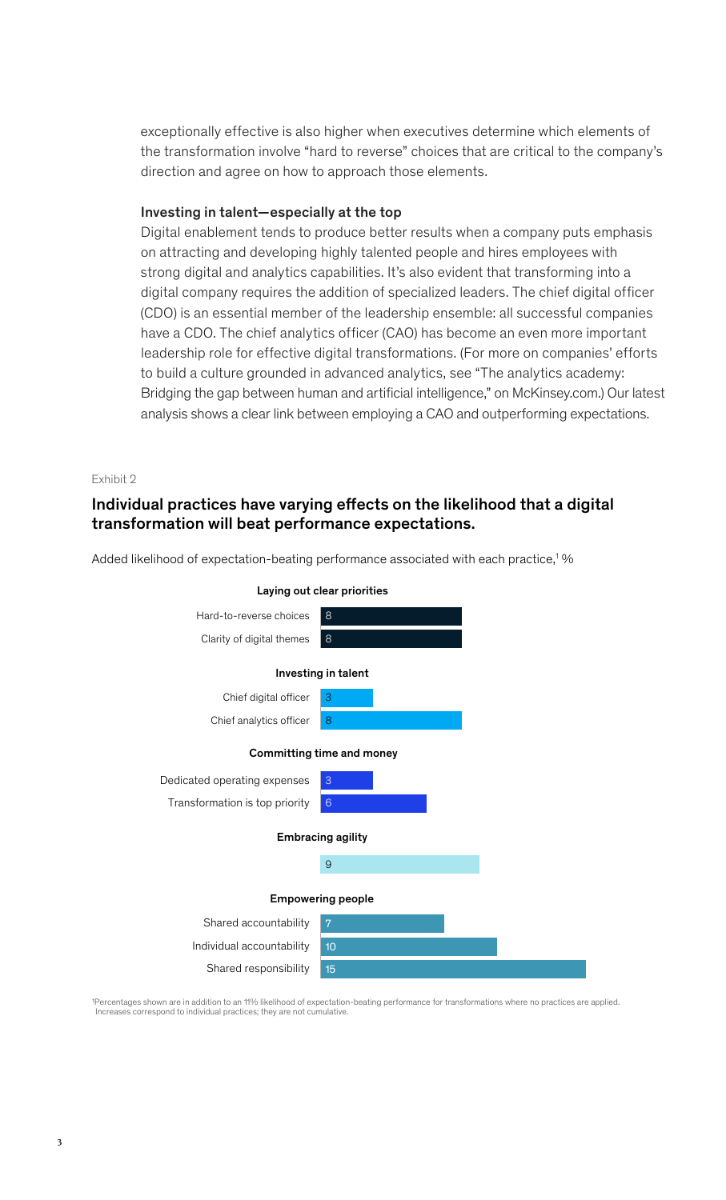exceptionally effective is also higher when executives determine which elements of the transformation involve "hard to reverse" choices that are critical to the company's direction and agree on how to approach those elements.

### Investing in talent—especially at the top

Digital enablement tends to produce better results when a company puts emphasis on attracting and developing highly talented people and hires employees with strong digital and analytics capabilities. It's also evident that transforming into a digital company requires the addition of specialized leaders. The chief digital officer (CDO) is an essential member of the leadership ensemble: all successful companies have a CDO. The chief analytics officer (CAO) has become an even more important leadership role for effective digital transformations. (For more on companies' efforts to build a culture grounded in advanced analytics, see "The analytics academy: Bridging the gap between human and artificial intelligence," on McKinsey.com.) Our latest analysis shows a clear link between employing a CAO and outperforming expectations.

Exhibit 2

**Individual practices have varying effects on the likelihood that a digital transformation will beat performance expectations.**

Added likelihood of expectation-beating performance associated with each practice,[1] %

| Category | Practice | % |
|---|---|---|
| **Laying out clear priorities** | Hard-to-reverse choices | 8 |
| | Clarity of digital themes | 8 |
| **Investing in talent** | Chief digital officer | 3 |
| | Chief analytics officer | 8 |
| **Committing time and money** | Dedicated operating expenses | 3 |
| | Transformation is top priority | 6 |
| **Embracing agility** | | 9 |
| **Empowering people** | Shared accountability | 7 |
| | Individual accountability | 10 |
| | Shared responsibility | 15 |

[1]Percentages shown are in addition to an 11% likelihood of expectation-beating performance for transformations where no practices are applied. Increases correspond to individual practices; they are not cumulative.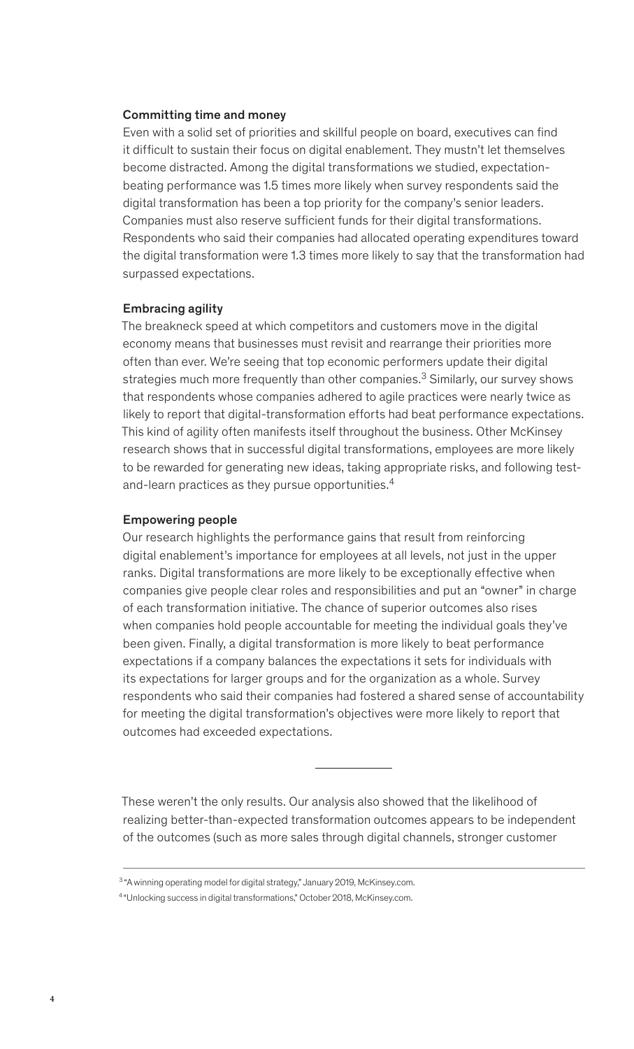### Committing time and money

Even with a solid set of priorities and skillful people on board, executives can find it difficult to sustain their focus on digital enablement. They mustn't let themselves become distracted. Among the digital transformations we studied, expectation-beating performance was 1.5 times more likely when survey respondents said the digital transformation has been a top priority for the company's senior leaders. Companies must also reserve sufficient funds for their digital transformations. Respondents who said their companies had allocated operating expenditures toward the digital transformation were 1.3 times more likely to say that the transformation had surpassed expectations.

### Embracing agility

The breakneck speed at which competitors and customers move in the digital economy means that businesses must revisit and rearrange their priorities more often than ever. We're seeing that top economic performers update their digital strategies much more frequently than other companies.[3] Similarly, our survey shows that respondents whose companies adhered to agile practices were nearly twice as likely to report that digital-transformation efforts had beat performance expectations. This kind of agility often manifests itself throughout the business. Other McKinsey research shows that in successful digital transformations, employees are more likely to be rewarded for generating new ideas, taking appropriate risks, and following test-and-learn practices as they pursue opportunities.[4]

### Empowering people

Our research highlights the performance gains that result from reinforcing digital enablement's importance for employees at all levels, not just in the upper ranks. Digital transformations are more likely to be exceptionally effective when companies give people clear roles and responsibilities and put an "owner" in charge of each transformation initiative. The chance of superior outcomes also rises when companies hold people accountable for meeting the individual goals they've been given. Finally, a digital transformation is more likely to beat performance expectations if a company balances the expectations it sets for individuals with its expectations for larger groups and for the organization as a whole. Survey respondents who said their companies had fostered a shared sense of accountability for meeting the digital transformation's objectives were more likely to report that outcomes had exceeded expectations.

---

These weren't the only results. Our analysis also showed that the likelihood of realizing better-than-expected transformation outcomes appears to be independent of the outcomes (such as more sales through digital channels, stronger customer

[3] "A winning operating model for digital strategy," January 2019, McKinsey.com.

[4] "Unlocking success in digital transformations," October 2018, McKinsey.com.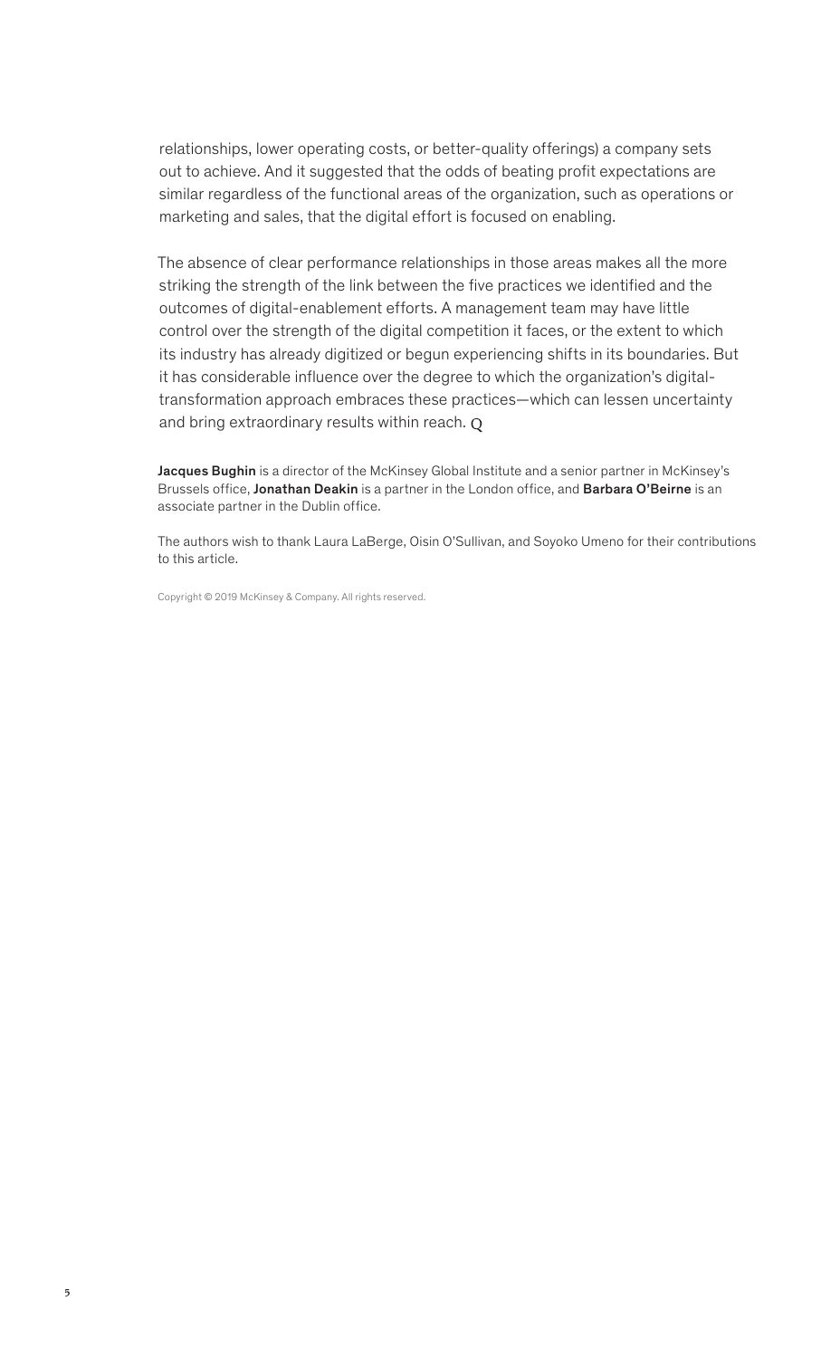relationships, lower operating costs, or better-quality offerings) a company sets out to achieve. And it suggested that the odds of beating profit expectations are similar regardless of the functional areas of the organization, such as operations or marketing and sales, that the digital effort is focused on enabling.

The absence of clear performance relationships in those areas makes all the more striking the strength of the link between the five practices we identified and the outcomes of digital-enablement efforts. A management team may have little control over the strength of the digital competition it faces, or the extent to which its industry has already digitized or begun experiencing shifts in its boundaries. But it has considerable influence over the degree to which the organization's digital-transformation approach embraces these practices—which can lessen uncertainty and bring extraordinary results within reach. Q

**Jacques Bughin** is a director of the McKinsey Global Institute and a senior partner in McKinsey's Brussels office, **Jonathan Deakin** is a partner in the London office, and **Barbara O'Beirne** is an associate partner in the Dublin office.

The authors wish to thank Laura LaBerge, Oisin O'Sullivan, and Soyoko Umeno for their contributions to this article.

Copyright © 2019 McKinsey & Company. All rights reserved.